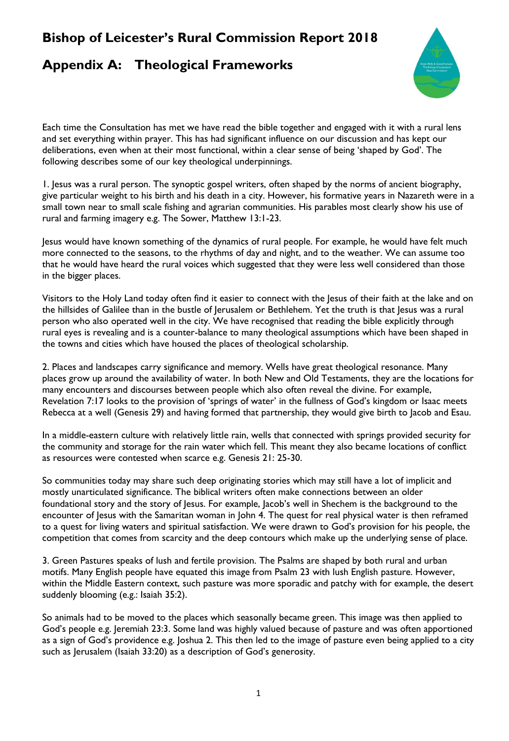# Bishop of Leicester's Rural Commission Report 2018

## Appendix A: Theological Frameworks

Each time the Consultation has met we have read the bible together and engaged with it with a rural lens and set everything within prayer. This has had significant influence on our discussion and has kept our deliberations, even when at their most functional, within a clear sense of being 'shaped by God'. The following describes some of our key theological underpinnings.

1. Jesus was a rural person. The synoptic gospel writers, often shaped by the norms of ancient biography, give particular weight to his birth and his death in a city. However, his formative years in Nazareth were in a small town near to small scale fishing and agrarian communities. His parables most clearly show his use of rural and farming imagery e.g. The Sower, Matthew 13:1-23.

Jesus would have known something of the dynamics of rural people. For example, he would have felt much more connected to the seasons, to the rhythms of day and night, and to the weather. We can assume too that he would have heard the rural voices which suggested that they were less well considered than those in the bigger places.

Visitors to the Holy Land today often find it easier to connect with the Jesus of their faith at the lake and on the hillsides of Galilee than in the bustle of Jerusalem or Bethlehem. Yet the truth is that Jesus was a rural person who also operated well in the city. We have recognised that reading the bible explicitly through rural eyes is revealing and is a counter-balance to many theological assumptions which have been shaped in the towns and cities which have housed the places of theological scholarship.

2. Places and landscapes carry significance and memory. Wells have great theological resonance. Many places grow up around the availability of water. In both New and Old Testaments, they are the locations for many encounters and discourses between people which also often reveal the divine. For example, Revelation 7:17 looks to the provision of 'springs of water' in the fullness of God's kingdom or Isaac meets Rebecca at a well (Genesis 29) and having formed that partnership, they would give birth to Jacob and Esau.

In a middle-eastern culture with relatively little rain, wells that connected with springs provided security for the community and storage for the rain water which fell. This meant they also became locations of conflict as resources were contested when scarce e.g. Genesis 21: 25-30.

So communities today may share such deep originating stories which may still have a lot of implicit and mostly unarticulated significance. The biblical writers often make connections between an older foundational story and the story of Jesus. For example, Jacob's well in Shechem is the background to the encounter of Jesus with the Samaritan woman in John 4. The quest for real physical water is then reframed to a quest for living waters and spiritual satisfaction. We were drawn to God's provision for his people, the competition that comes from scarcity and the deep contours which make up the underlying sense of place.

3. Green Pastures speaks of lush and fertile provision. The Psalms are shaped by both rural and urban motifs. Many English people have equated this image from Psalm 23 with lush English pasture. However, within the Middle Eastern context, such pasture was more sporadic and patchy with for example, the desert suddenly blooming (e.g.: Isaiah 35:2).

So animals had to be moved to the places which seasonally became green. This image was then applied to God's people e.g. Jeremiah 23:3. Some land was highly valued because of pasture and was often apportioned as a sign of God's providence e.g. Joshua 2. This then led to the image of pasture even being applied to a city such as Jerusalem (Isaiah 33:20) as a description of God's generosity.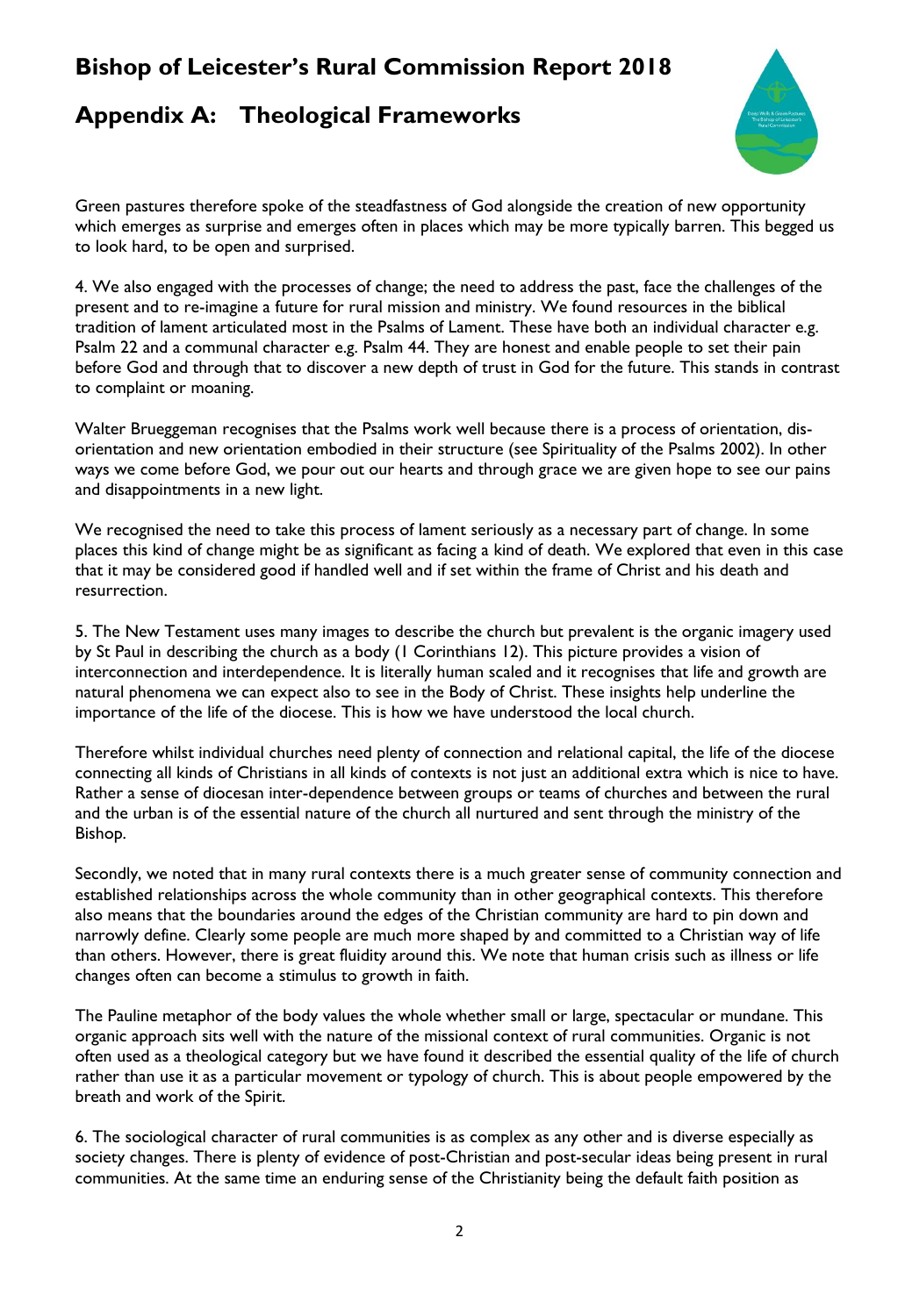Green pastures therefore spoke of the steadfastness of God alongside the creation of new opportunity which emerges as surprise and emerges often in places which may be more typically barren. This begged us to look hard, to be open and surprised.

4. We also engaged with the processes of change; the need to address the past, face the challenges of the present and to re-imagine a future for rural mission and ministry. We found resources in the biblical tradition of lament articulated most in the Psalms of Lament. These have both an individual character e.g. Psalm 22 and a communal character e.g. Psalm 44. They are honest and enable people to set their pain before God and through that to discover a new depth of trust in God for the future. This stands in contrast to complaint or moaning.

Walter Brueggeman recognises that the Psalms work well because there is a process of orientation, dis-orientation and new orientation embodied in their structure (see Spirituality of the Psalms 2002). In other ways we come before God, we pour out our hearts and through grace we are given hope to see our pains and disappointments in a new light.

We recognised the need to take this process of lament seriously as a necessary part of change. In some places this kind of change might be as significant as facing a kind of death. We explored that even in this case that it may be considered good if handled well and if set within the frame of Christ and his death and resurrection.

5. The New Testament uses many images to describe the church but prevalent is the organic imagery used by St Paul in describing the church as a body (1 Corinthians 12). This picture provides a vision of interconnection and interdependence. It is literally human scaled and it recognises that life and growth are natural phenomena we can expect also to see in the Body of Christ. These insights help underline the importance of the life of the diocese. This is how we have understood the local church.

Therefore whilst individual churches need plenty of connection and relational capital, the life of the diocese connecting all kinds of Christians in all kinds of contexts is not just an additional extra which is nice to have. Rather a sense of diocesan inter-dependence between groups or teams of churches and between the rural and the urban is of the essential nature of the church all nurtured and sent through the ministry of the Bishop.

Secondly, we noted that in many rural contexts there is a much greater sense of community connection and established relationships across the whole community than in other geographical contexts. This therefore also means that the boundaries around the edges of the Christian community are hard to pin down and narrowly define. Clearly some people are much more shaped by and committed to a Christian way of life than others. However, there is great fluidity around this. We note that human crisis such as illness or life changes often can become a stimulus to growth in faith.

The Pauline metaphor of the body values the whole whether small or large, spectacular or mundane. This organic approach sits well with the nature of the missional context of rural communities. Organic is not often used as a theological category but we have found it described the essential quality of the life of church rather than use it as a particular movement or typology of church. This is about people empowered by the breath and work of the Spirit.

6. The sociological character of rural communities is as complex as any other and is diverse especially as society changes. There is plenty of evidence of post-Christian and post-secular ideas being present in rural communities. At the same time an enduring sense of the Christianity being the default faith position as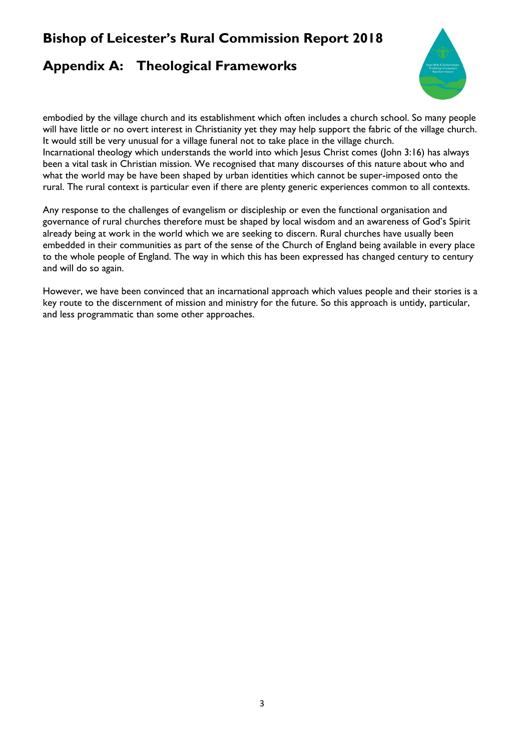embodied by the village church and its establishment which often includes a church school. So many people will have little or no overt interest in Christianity yet they may help support the fabric of the village church. It would still be very unusual for a village funeral not to take place in the village church.
Incarnational theology which understands the world into which Jesus Christ comes (John 3:16) has always been a vital task in Christian mission. We recognised that many discourses of this nature about who and what the world may be have been shaped by urban identities which cannot be super-imposed onto the rural. The rural context is particular even if there are plenty generic experiences common to all contexts.

Any response to the challenges of evangelism or discipleship or even the functional organisation and governance of rural churches therefore must be shaped by local wisdom and an awareness of God's Spirit already being at work in the world which we are seeking to discern. Rural churches have usually been embedded in their communities as part of the sense of the Church of England being available in every place to the whole people of England. The way in which this has been expressed has changed century to century and will do so again.

However, we have been convinced that an incarnational approach which values people and their stories is a key route to the discernment of mission and ministry for the future. So this approach is untidy, particular, and less programmatic than some other approaches.